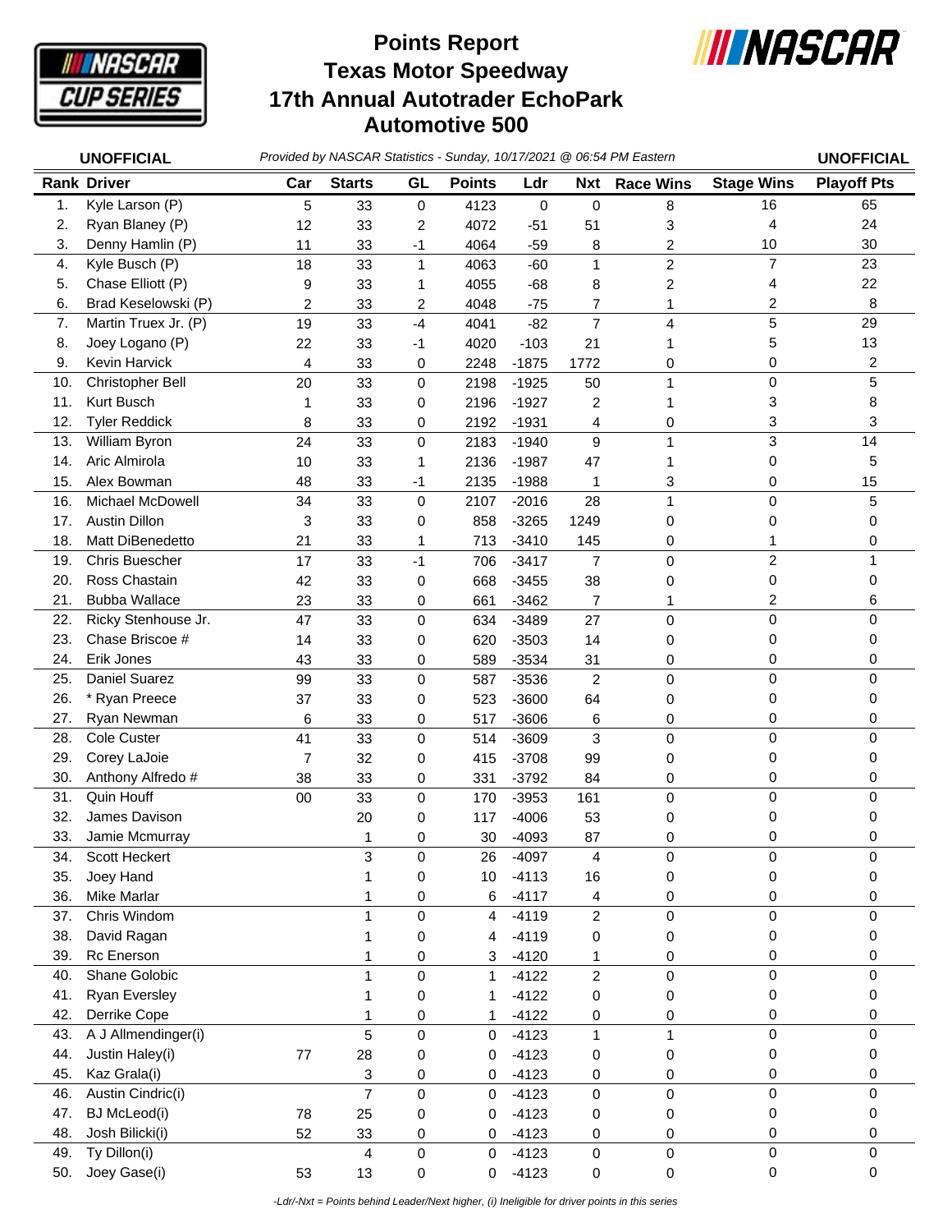# Points Report
# Texas Motor Speedway
# 17th Annual Autotrader EchoPark Automotive 500

**UNOFFICIAL** *Provided by NASCAR Statistics - Sunday, 10/17/2021 @ 06:54 PM Eastern* **UNOFFICIAL**

| Rank | Driver | Car | Starts | GL | Points | Ldr | Nxt | Race Wins | Stage Wins | Playoff Pts |
|---|---|---|---|---|---|---|---|---|---|---|
| 1. | Kyle Larson (P) | 5 | 33 | 0 | 4123 | 0 | 0 | 8 | 16 | 65 |
| 2. | Ryan Blaney (P) | 12 | 33 | 2 | 4072 | -51 | 51 | 3 | 4 | 24 |
| 3. | Denny Hamlin (P) | 11 | 33 | -1 | 4064 | -59 | 8 | 2 | 10 | 30 |
| 4. | Kyle Busch (P) | 18 | 33 | 1 | 4063 | -60 | 1 | 2 | 7 | 23 |
| 5. | Chase Elliott (P) | 9 | 33 | 1 | 4055 | -68 | 8 | 2 | 4 | 22 |
| 6. | Brad Keselowski (P) | 2 | 33 | 2 | 4048 | -75 | 7 | 1 | 2 | 8 |
| 7. | Martin Truex Jr. (P) | 19 | 33 | -4 | 4041 | -82 | 7 | 4 | 5 | 29 |
| 8. | Joey Logano (P) | 22 | 33 | -1 | 4020 | -103 | 21 | 1 | 5 | 13 |
| 9. | Kevin Harvick | 4 | 33 | 0 | 2248 | -1875 | 1772 | 0 | 0 | 2 |
| 10. | Christopher Bell | 20 | 33 | 0 | 2198 | -1925 | 50 | 1 | 0 | 5 |
| 11. | Kurt Busch | 1 | 33 | 0 | 2196 | -1927 | 2 | 1 | 3 | 8 |
| 12. | Tyler Reddick | 8 | 33 | 0 | 2192 | -1931 | 4 | 0 | 3 | 3 |
| 13. | William Byron | 24 | 33 | 0 | 2183 | -1940 | 9 | 1 | 3 | 14 |
| 14. | Aric Almirola | 10 | 33 | 1 | 2136 | -1987 | 47 | 1 | 0 | 5 |
| 15. | Alex Bowman | 48 | 33 | -1 | 2135 | -1988 | 1 | 3 | 0 | 15 |
| 16. | Michael McDowell | 34 | 33 | 0 | 2107 | -2016 | 28 | 1 | 0 | 5 |
| 17. | Austin Dillon | 3 | 33 | 0 | 858 | -3265 | 1249 | 0 | 0 | 0 |
| 18. | Matt DiBenedetto | 21 | 33 | 1 | 713 | -3410 | 145 | 0 | 1 | 0 |
| 19. | Chris Buescher | 17 | 33 | -1 | 706 | -3417 | 7 | 0 | 2 | 1 |
| 20. | Ross Chastain | 42 | 33 | 0 | 668 | -3455 | 38 | 0 | 0 | 0 |
| 21. | Bubba Wallace | 23 | 33 | 0 | 661 | -3462 | 7 | 1 | 2 | 6 |
| 22. | Ricky Stenhouse Jr. | 47 | 33 | 0 | 634 | -3489 | 27 | 0 | 0 | 0 |
| 23. | Chase Briscoe # | 14 | 33 | 0 | 620 | -3503 | 14 | 0 | 0 | 0 |
| 24. | Erik Jones | 43 | 33 | 0 | 589 | -3534 | 31 | 0 | 0 | 0 |
| 25. | Daniel Suarez | 99 | 33 | 0 | 587 | -3536 | 2 | 0 | 0 | 0 |
| 26. | * Ryan Preece | 37 | 33 | 0 | 523 | -3600 | 64 | 0 | 0 | 0 |
| 27. | Ryan Newman | 6 | 33 | 0 | 517 | -3606 | 6 | 0 | 0 | 0 |
| 28. | Cole Custer | 41 | 33 | 0 | 514 | -3609 | 3 | 0 | 0 | 0 |
| 29. | Corey LaJoie | 7 | 32 | 0 | 415 | -3708 | 99 | 0 | 0 | 0 |
| 30. | Anthony Alfredo # | 38 | 33 | 0 | 331 | -3792 | 84 | 0 | 0 | 0 |
| 31. | Quin Houff | 00 | 33 | 0 | 170 | -3953 | 161 | 0 | 0 | 0 |
| 32. | James Davison | | 20 | 0 | 117 | -4006 | 53 | 0 | 0 | 0 |
| 33. | Jamie Mcmurray | | 1 | 0 | 30 | -4093 | 87 | 0 | 0 | 0 |
| 34. | Scott Heckert | | 3 | 0 | 26 | -4097 | 4 | 0 | 0 | 0 |
| 35. | Joey Hand | | 1 | 0 | 10 | -4113 | 16 | 0 | 0 | 0 |
| 36. | Mike Marlar | | 1 | 0 | 6 | -4117 | 4 | 0 | 0 | 0 |
| 37. | Chris Windom | | 1 | 0 | 4 | -4119 | 2 | 0 | 0 | 0 |
| 38. | David Ragan | | 1 | 0 | 4 | -4119 | 0 | 0 | 0 | 0 |
| 39. | Rc Enerson | | 1 | 0 | 3 | -4120 | 1 | 0 | 0 | 0 |
| 40. | Shane Golobic | | 1 | 0 | 1 | -4122 | 2 | 0 | 0 | 0 |
| 41. | Ryan Eversley | | 1 | 0 | 1 | -4122 | 0 | 0 | 0 | 0 |
| 42. | Derrike Cope | | 1 | 0 | 1 | -4122 | 0 | 0 | 0 | 0 |
| 43. | A J Allmendinger(i) | | 5 | 0 | 0 | -4123 | 1 | 1 | 0 | 0 |
| 44. | Justin Haley(i) | 77 | 28 | 0 | 0 | -4123 | 0 | 0 | 0 | 0 |
| 45. | Kaz Grala(i) | | 3 | 0 | 0 | -4123 | 0 | 0 | 0 | 0 |
| 46. | Austin Cindric(i) | | 7 | 0 | 0 | -4123 | 0 | 0 | 0 | 0 |
| 47. | BJ McLeod(i) | 78 | 25 | 0 | 0 | -4123 | 0 | 0 | 0 | 0 |
| 48. | Josh Bilicki(i) | 52 | 33 | 0 | 0 | -4123 | 0 | 0 | 0 | 0 |
| 49. | Ty Dillon(i) | | 4 | 0 | 0 | -4123 | 0 | 0 | 0 | 0 |
| 50. | Joey Gase(i) | 53 | 13 | 0 | 0 | -4123 | 0 | 0 | 0 | 0 |

*-Ldr/-Nxt = Points behind Leader/Next higher, (i) Ineligible for driver points in this series*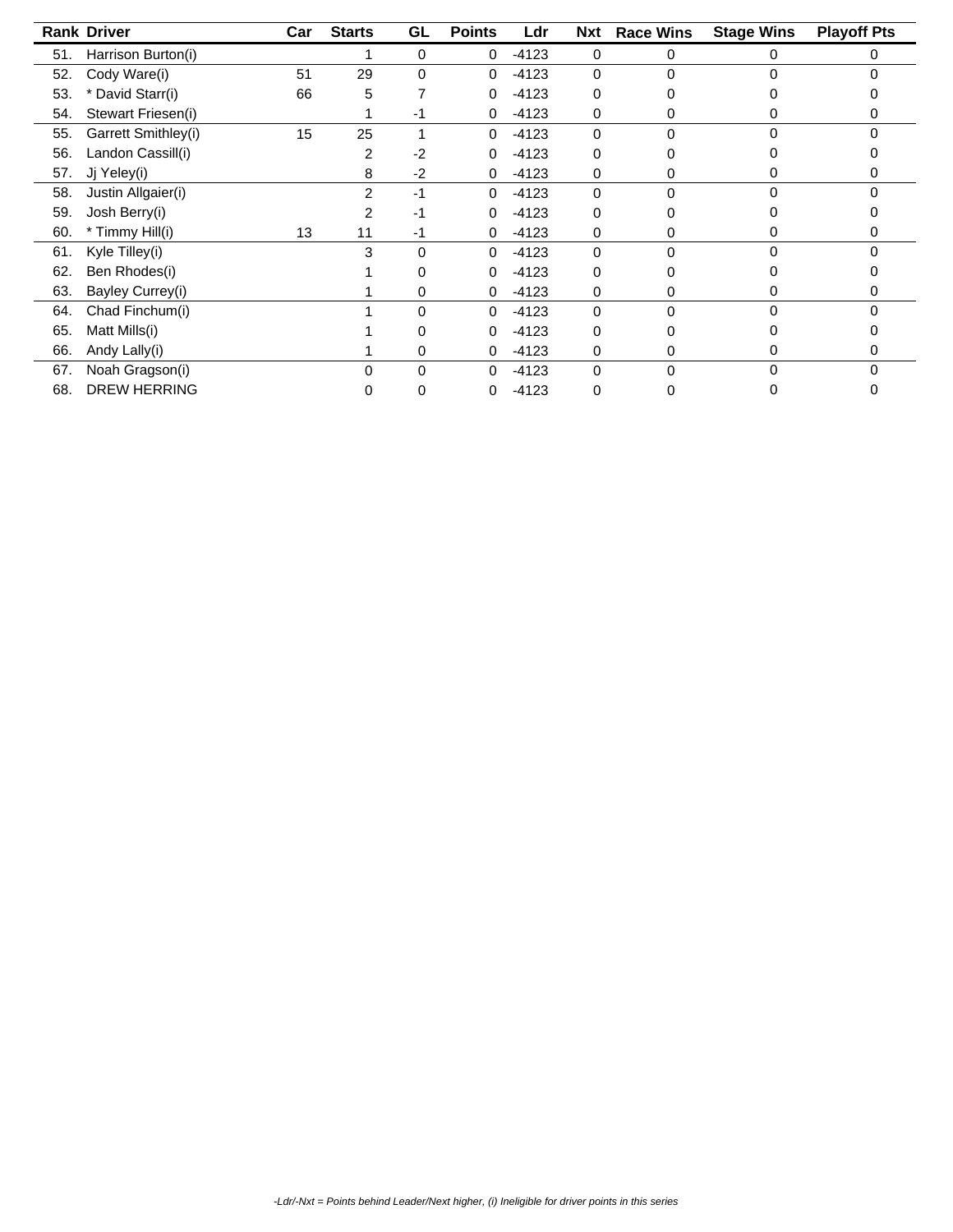| Rank | Driver | Car | Starts | GL | Points | Ldr | Nxt | Race Wins | Stage Wins | Playoff Pts |
|---|---|---|---|---|---|---|---|---|---|---|
| 51. | Harrison Burton(i) | | 1 | 0 | 0 | -4123 | 0 | 0 | 0 | 0 |
| 52. | Cody Ware(i) | 51 | 29 | 0 | 0 | -4123 | 0 | 0 | 0 | 0 |
| 53. | * David Starr(i) | 66 | 5 | 7 | 0 | -4123 | 0 | 0 | 0 | 0 |
| 54. | Stewart Friesen(i) | | 1 | -1 | 0 | -4123 | 0 | 0 | 0 | 0 |
| 55. | Garrett Smithley(i) | 15 | 25 | 1 | 0 | -4123 | 0 | 0 | 0 | 0 |
| 56. | Landon Cassill(i) | | 2 | -2 | 0 | -4123 | 0 | 0 | 0 | 0 |
| 57. | Jj Yeley(i) | | 8 | -2 | 0 | -4123 | 0 | 0 | 0 | 0 |
| 58. | Justin Allgaier(i) | | 2 | -1 | 0 | -4123 | 0 | 0 | 0 | 0 |
| 59. | Josh Berry(i) | | 2 | -1 | 0 | -4123 | 0 | 0 | 0 | 0 |
| 60. | * Timmy Hill(i) | 13 | 11 | -1 | 0 | -4123 | 0 | 0 | 0 | 0 |
| 61. | Kyle Tilley(i) | | 3 | 0 | 0 | -4123 | 0 | 0 | 0 | 0 |
| 62. | Ben Rhodes(i) | | 1 | 0 | 0 | -4123 | 0 | 0 | 0 | 0 |
| 63. | Bayley Currey(i) | | 1 | 0 | 0 | -4123 | 0 | 0 | 0 | 0 |
| 64. | Chad Finchum(i) | | 1 | 0 | 0 | -4123 | 0 | 0 | 0 | 0 |
| 65. | Matt Mills(i) | | 1 | 0 | 0 | -4123 | 0 | 0 | 0 | 0 |
| 66. | Andy Lally(i) | | 1 | 0 | 0 | -4123 | 0 | 0 | 0 | 0 |
| 67. | Noah Gragson(i) | | 0 | 0 | 0 | -4123 | 0 | 0 | 0 | 0 |
| 68. | DREW HERRING | | 0 | 0 | 0 | -4123 | 0 | 0 | 0 | 0 |

*-Ldr/-Nxt = Points behind Leader/Next higher, (i) Ineligible for driver points in this series*